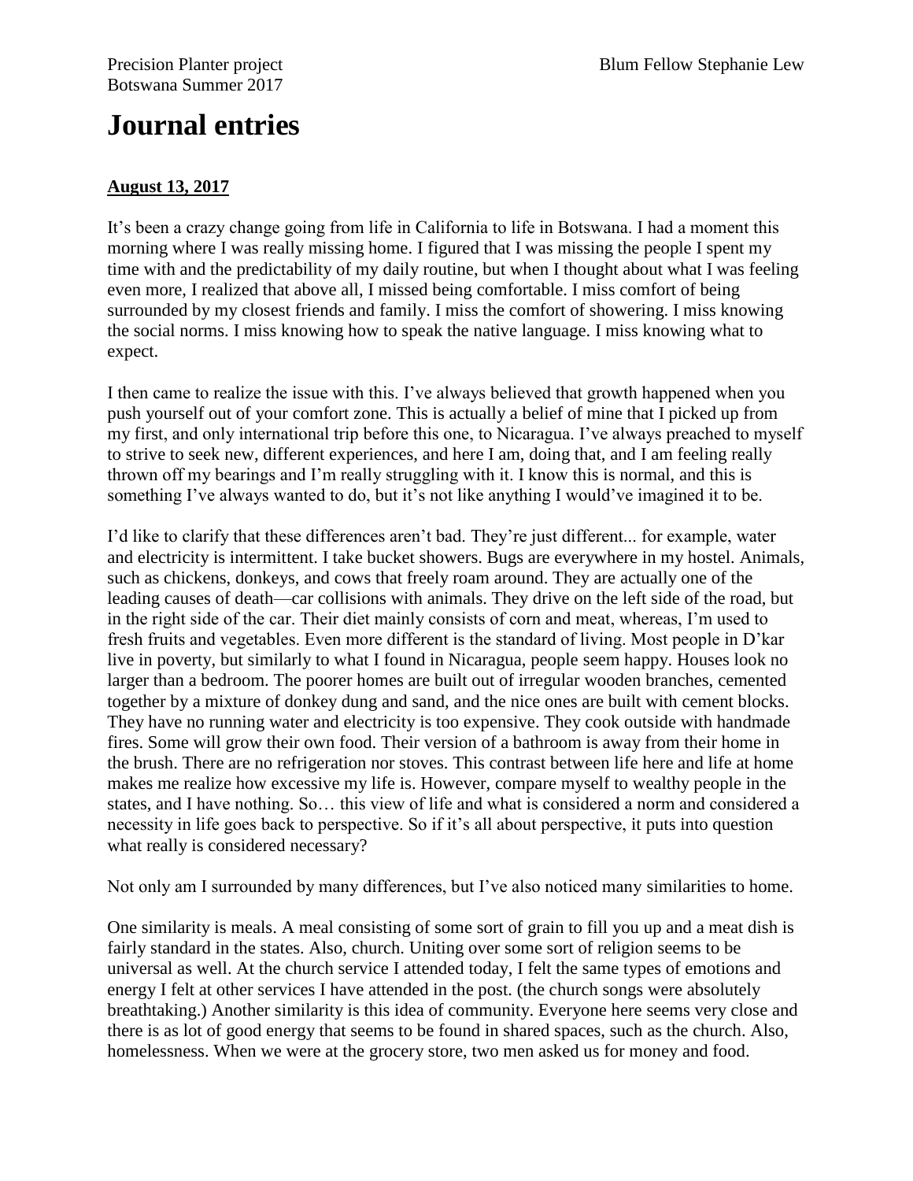Precision Planter project
Botswana Summer 2017

Blum Fellow Stephanie Lew

# Journal entries

**August 13, 2017**

It's been a crazy change going from life in California to life in Botswana. I had a moment this morning where I was really missing home. I figured that I was missing the people I spent my time with and the predictability of my daily routine, but when I thought about what I was feeling even more, I realized that above all, I missed being comfortable. I miss comfort of being surrounded by my closest friends and family. I miss the comfort of showering. I miss knowing the social norms. I miss knowing how to speak the native language. I miss knowing what to expect.

I then came to realize the issue with this. I've always believed that growth happened when you push yourself out of your comfort zone. This is actually a belief of mine that I picked up from my first, and only international trip before this one, to Nicaragua. I've always preached to myself to strive to seek new, different experiences, and here I am, doing that, and I am feeling really thrown off my bearings and I'm really struggling with it. I know this is normal, and this is something I've always wanted to do, but it's not like anything I would've imagined it to be.

I'd like to clarify that these differences aren't bad. They're just different... for example, water and electricity is intermittent. I take bucket showers. Bugs are everywhere in my hostel. Animals, such as chickens, donkeys, and cows that freely roam around. They are actually one of the leading causes of death—car collisions with animals. They drive on the left side of the road, but in the right side of the car. Their diet mainly consists of corn and meat, whereas, I'm used to fresh fruits and vegetables. Even more different is the standard of living. Most people in D'kar live in poverty, but similarly to what I found in Nicaragua, people seem happy. Houses look no larger than a bedroom. The poorer homes are built out of irregular wooden branches, cemented together by a mixture of donkey dung and sand, and the nice ones are built with cement blocks. They have no running water and electricity is too expensive. They cook outside with handmade fires. Some will grow their own food. Their version of a bathroom is away from their home in the brush. There are no refrigeration nor stoves. This contrast between life here and life at home makes me realize how excessive my life is. However, compare myself to wealthy people in the states, and I have nothing. So… this view of life and what is considered a norm and considered a necessity in life goes back to perspective. So if it's all about perspective, it puts into question what really is considered necessary?

Not only am I surrounded by many differences, but I've also noticed many similarities to home.

One similarity is meals. A meal consisting of some sort of grain to fill you up and a meat dish is fairly standard in the states. Also, church. Uniting over some sort of religion seems to be universal as well. At the church service I attended today, I felt the same types of emotions and energy I felt at other services I have attended in the post. (the church songs were absolutely breathtaking.) Another similarity is this idea of community. Everyone here seems very close and there is as lot of good energy that seems to be found in shared spaces, such as the church. Also, homelessness. When we were at the grocery store, two men asked us for money and food.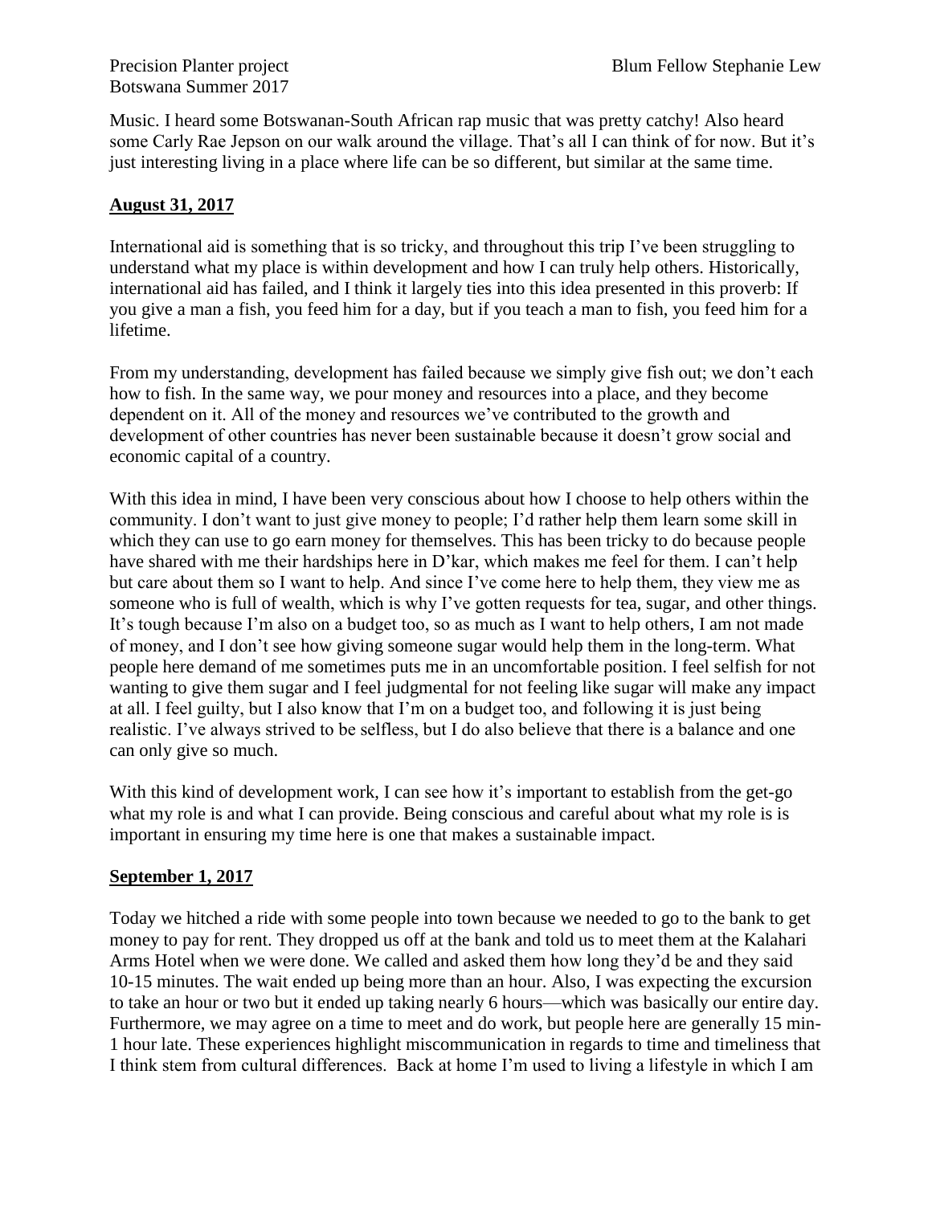Music. I heard some Botswanan-South African rap music that was pretty catchy! Also heard some Carly Rae Jepson on our walk around the village. That's all I can think of for now. But it's just interesting living in a place where life can be so different, but similar at the same time.

**August 31, 2017**

International aid is something that is so tricky, and throughout this trip I've been struggling to understand what my place is within development and how I can truly help others. Historically, international aid has failed, and I think it largely ties into this idea presented in this proverb: If you give a man a fish, you feed him for a day, but if you teach a man to fish, you feed him for a lifetime.

From my understanding, development has failed because we simply give fish out; we don't each how to fish. In the same way, we pour money and resources into a place, and they become dependent on it. All of the money and resources we've contributed to the growth and development of other countries has never been sustainable because it doesn't grow social and economic capital of a country.

With this idea in mind, I have been very conscious about how I choose to help others within the community. I don't want to just give money to people; I'd rather help them learn some skill in which they can use to go earn money for themselves. This has been tricky to do because people have shared with me their hardships here in D'kar, which makes me feel for them. I can't help but care about them so I want to help. And since I've come here to help them, they view me as someone who is full of wealth, which is why I've gotten requests for tea, sugar, and other things. It's tough because I'm also on a budget too, so as much as I want to help others, I am not made of money, and I don't see how giving someone sugar would help them in the long-term. What people here demand of me sometimes puts me in an uncomfortable position. I feel selfish for not wanting to give them sugar and I feel judgmental for not feeling like sugar will make any impact at all. I feel guilty, but I also know that I'm on a budget too, and following it is just being realistic. I've always strived to be selfless, but I do also believe that there is a balance and one can only give so much.

With this kind of development work, I can see how it's important to establish from the get-go what my role is and what I can provide. Being conscious and careful about what my role is is important in ensuring my time here is one that makes a sustainable impact.

**September 1, 2017**

Today we hitched a ride with some people into town because we needed to go to the bank to get money to pay for rent. They dropped us off at the bank and told us to meet them at the Kalahari Arms Hotel when we were done. We called and asked them how long they'd be and they said 10-15 minutes. The wait ended up being more than an hour. Also, I was expecting the excursion to take an hour or two but it ended up taking nearly 6 hours—which was basically our entire day. Furthermore, we may agree on a time to meet and do work, but people here are generally 15 min-1 hour late. These experiences highlight miscommunication in regards to time and timeliness that I think stem from cultural differences. Back at home I'm used to living a lifestyle in which I am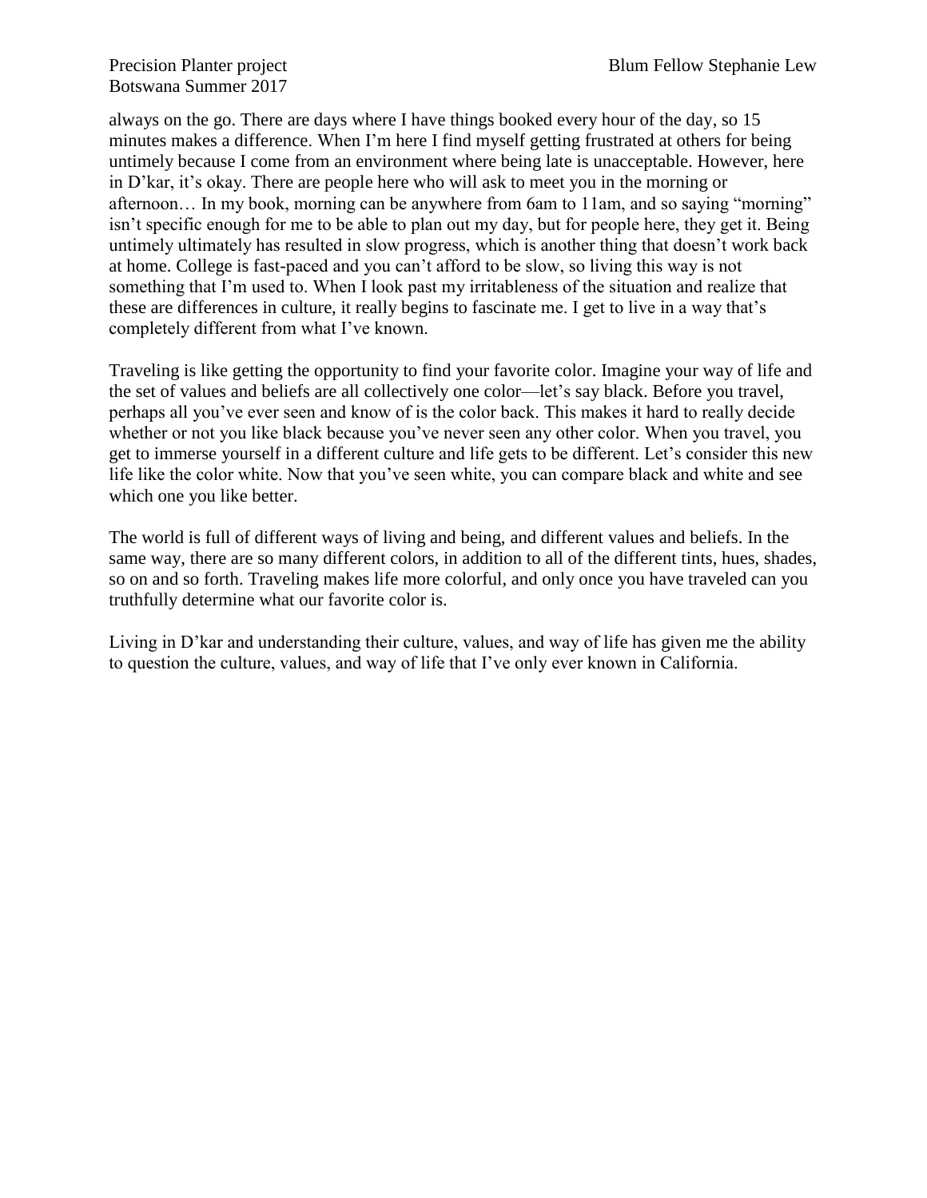always on the go. There are days where I have things booked every hour of the day, so 15 minutes makes a difference. When I'm here I find myself getting frustrated at others for being untimely because I come from an environment where being late is unacceptable. However, here in D'kar, it's okay. There are people here who will ask to meet you in the morning or afternoon… In my book, morning can be anywhere from 6am to 11am, and so saying "morning" isn't specific enough for me to be able to plan out my day, but for people here, they get it. Being untimely ultimately has resulted in slow progress, which is another thing that doesn't work back at home. College is fast-paced and you can't afford to be slow, so living this way is not something that I'm used to. When I look past my irritableness of the situation and realize that these are differences in culture, it really begins to fascinate me. I get to live in a way that's completely different from what I've known.

Traveling is like getting the opportunity to find your favorite color. Imagine your way of life and the set of values and beliefs are all collectively one color—let's say black. Before you travel, perhaps all you've ever seen and know of is the color back. This makes it hard to really decide whether or not you like black because you've never seen any other color. When you travel, you get to immerse yourself in a different culture and life gets to be different. Let's consider this new life like the color white. Now that you've seen white, you can compare black and white and see which one you like better.

The world is full of different ways of living and being, and different values and beliefs. In the same way, there are so many different colors, in addition to all of the different tints, hues, shades, so on and so forth. Traveling makes life more colorful, and only once you have traveled can you truthfully determine what our favorite color is.

Living in D'kar and understanding their culture, values, and way of life has given me the ability to question the culture, values, and way of life that I've only ever known in California.